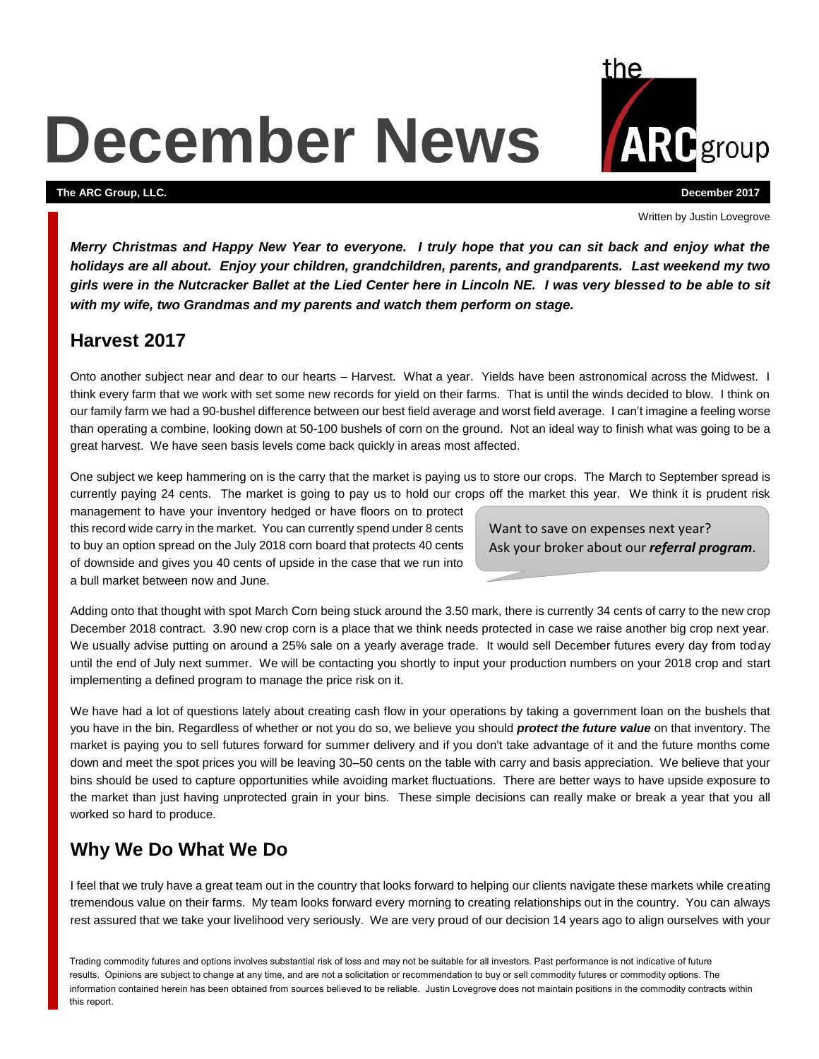# December News

**The ARC Group, LLC.** **December 2017**

Written by Justin Lovegrove

***Merry Christmas and Happy New Year to everyone. I truly hope that you can sit back and enjoy what the holidays are all about. Enjoy your children, grandchildren, parents, and grandparents. Last weekend my two girls were in the Nutcracker Ballet at the Lied Center here in Lincoln NE. I was very blessed to be able to sit with my wife, two Grandmas and my parents and watch them perform on stage.***

## Harvest 2017

Onto another subject near and dear to our hearts – Harvest. What a year. Yields have been astronomical across the Midwest. I think every farm that we work with set some new records for yield on their farms. That is until the winds decided to blow. I think on our family farm we had a 90-bushel difference between our best field average and worst field average. I can't imagine a feeling worse than operating a combine, looking down at 50-100 bushels of corn on the ground. Not an ideal way to finish what was going to be a great harvest. We have seen basis levels come back quickly in areas most affected.

One subject we keep hammering on is the carry that the market is paying us to store our crops. The March to September spread is currently paying 24 cents. The market is going to pay us to hold our crops off the market this year. We think it is prudent risk management to have your inventory hedged or have floors on to protect this record wide carry in the market. You can currently spend under 8 cents to buy an option spread on the July 2018 corn board that protects 40 cents of downside and gives you 40 cents of upside in the case that we run into a bull market between now and June.

> Want to save on expenses next year? Ask your broker about our ***referral program***.

Adding onto that thought with spot March Corn being stuck around the 3.50 mark, there is currently 34 cents of carry to the new crop December 2018 contract. 3.90 new crop corn is a place that we think needs protected in case we raise another big crop next year. We usually advise putting on around a 25% sale on a yearly average trade. It would sell December futures every day from today until the end of July next summer. We will be contacting you shortly to input your production numbers on your 2018 crop and start implementing a defined program to manage the price risk on it.

We have had a lot of questions lately about creating cash flow in your operations by taking a government loan on the bushels that you have in the bin. Regardless of whether or not you do so, we believe you should ***protect the future value*** on that inventory. The market is paying you to sell futures forward for summer delivery and if you don't take advantage of it and the future months come down and meet the spot prices you will be leaving 30–50 cents on the table with carry and basis appreciation. We believe that your bins should be used to capture opportunities while avoiding market fluctuations. There are better ways to have upside exposure to the market than just having unprotected grain in your bins. These simple decisions can really make or break a year that you all worked so hard to produce.

## Why We Do What We Do

I feel that we truly have a great team out in the country that looks forward to helping our clients navigate these markets while creating tremendous value on their farms. My team looks forward every morning to creating relationships out in the country. You can always rest assured that we take your livelihood very seriously. We are very proud of our decision 14 years ago to align ourselves with your

Trading commodity futures and options involves substantial risk of loss and may not be suitable for all investors. Past performance is not indicative of future results. Opinions are subject to change at any time, and are not a solicitation or recommendation to buy or sell commodity futures or commodity options. The information contained herein has been obtained from sources believed to be reliable. Justin Lovegrove does not maintain positions in the commodity contracts within this report.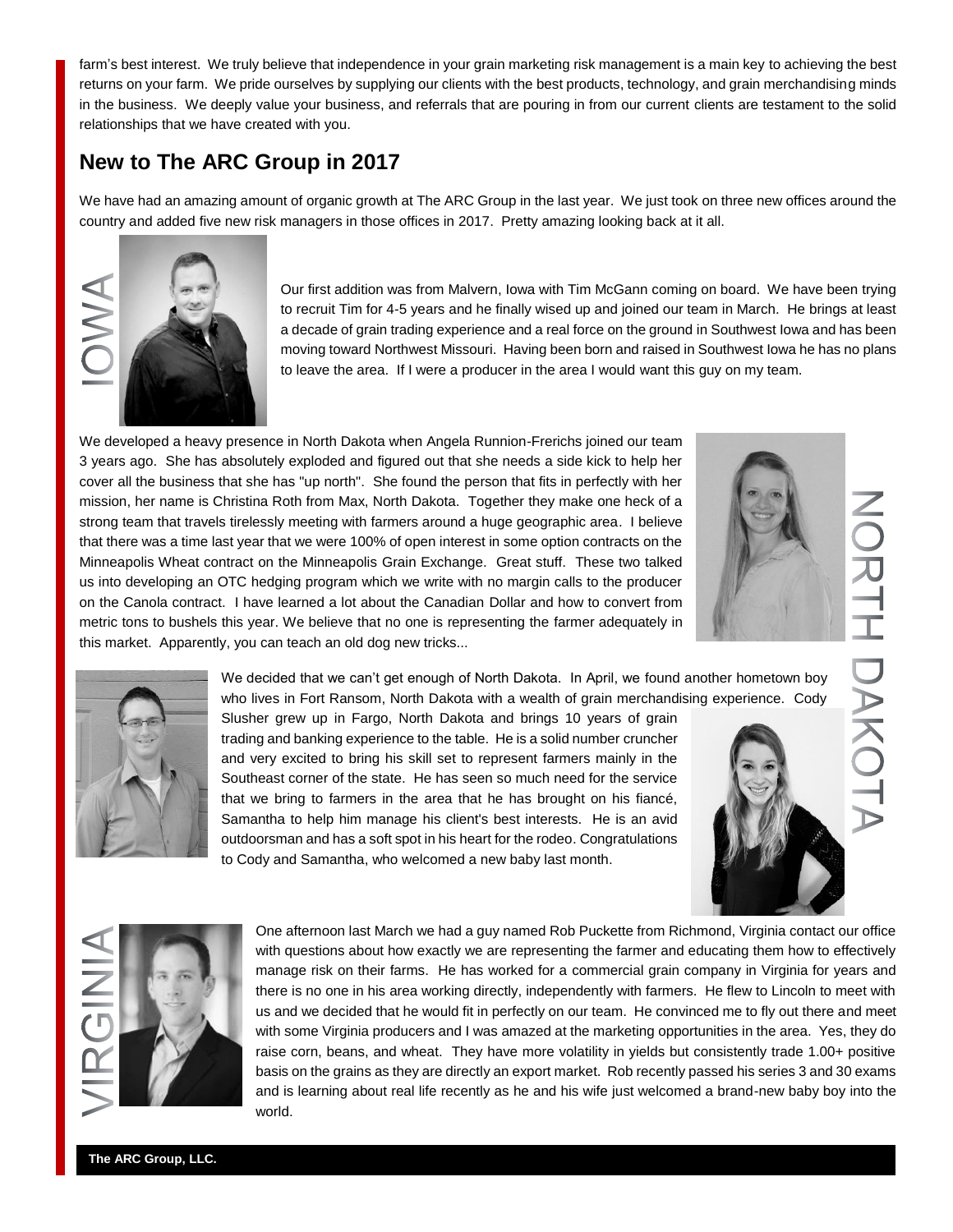farm's best interest. We truly believe that independence in your grain marketing risk management is a main key to achieving the best returns on your farm. We pride ourselves by supplying our clients with the best products, technology, and grain merchandising minds in the business. We deeply value your business, and referrals that are pouring in from our current clients are testament to the solid relationships that we have created with you.

## New to The ARC Group in 2017

We have had an amazing amount of organic growth at The ARC Group in the last year. We just took on three new offices around the country and added five new risk managers in those offices in 2017. Pretty amazing looking back at it all.

### IOWA

Our first addition was from Malvern, Iowa with Tim McGann coming on board. We have been trying to recruit Tim for 4-5 years and he finally wised up and joined our team in March. He brings at least a decade of grain trading experience and a real force on the ground in Southwest Iowa and has been moving toward Northwest Missouri. Having been born and raised in Southwest Iowa he has no plans to leave the area. If I were a producer in the area I would want this guy on my team.

### NORTH DAKOTA

We developed a heavy presence in North Dakota when Angela Runnion-Frerichs joined our team 3 years ago. She has absolutely exploded and figured out that she needs a side kick to help her cover all the business that she has "up north". She found the person that fits in perfectly with her mission, her name is Christina Roth from Max, North Dakota. Together they make one heck of a strong team that travels tirelessly meeting with farmers around a huge geographic area. I believe that there was a time last year that we were 100% of open interest in some option contracts on the Minneapolis Wheat contract on the Minneapolis Grain Exchange. Great stuff. These two talked us into developing an OTC hedging program which we write with no margin calls to the producer on the Canola contract. I have learned a lot about the Canadian Dollar and how to convert from metric tons to bushels this year. We believe that no one is representing the farmer adequately in this market. Apparently, you can teach an old dog new tricks...

We decided that we can't get enough of North Dakota. In April, we found another hometown boy who lives in Fort Ransom, North Dakota with a wealth of grain merchandising experience. Cody Slusher grew up in Fargo, North Dakota and brings 10 years of grain trading and banking experience to the table. He is a solid number cruncher and very excited to bring his skill set to represent farmers mainly in the Southeast corner of the state. He has seen so much need for the service that we bring to farmers in the area that he has brought on his fiancé, Samantha to help him manage his client's best interests. He is an avid outdoorsman and has a soft spot in his heart for the rodeo. Congratulations to Cody and Samantha, who welcomed a new baby last month.

### VIRGINIA

One afternoon last March we had a guy named Rob Puckette from Richmond, Virginia contact our office with questions about how exactly we are representing the farmer and educating them how to effectively manage risk on their farms. He has worked for a commercial grain company in Virginia for years and there is no one in his area working directly, independently with farmers. He flew to Lincoln to meet with us and we decided that he would fit in perfectly on our team. He convinced me to fly out there and meet with some Virginia producers and I was amazed at the marketing opportunities in the area. Yes, they do raise corn, beans, and wheat. They have more volatility in yields but consistently trade 1.00+ positive basis on the grains as they are directly an export market. Rob recently passed his series 3 and 30 exams and is learning about real life recently as he and his wife just welcomed a brand-new baby boy into the world.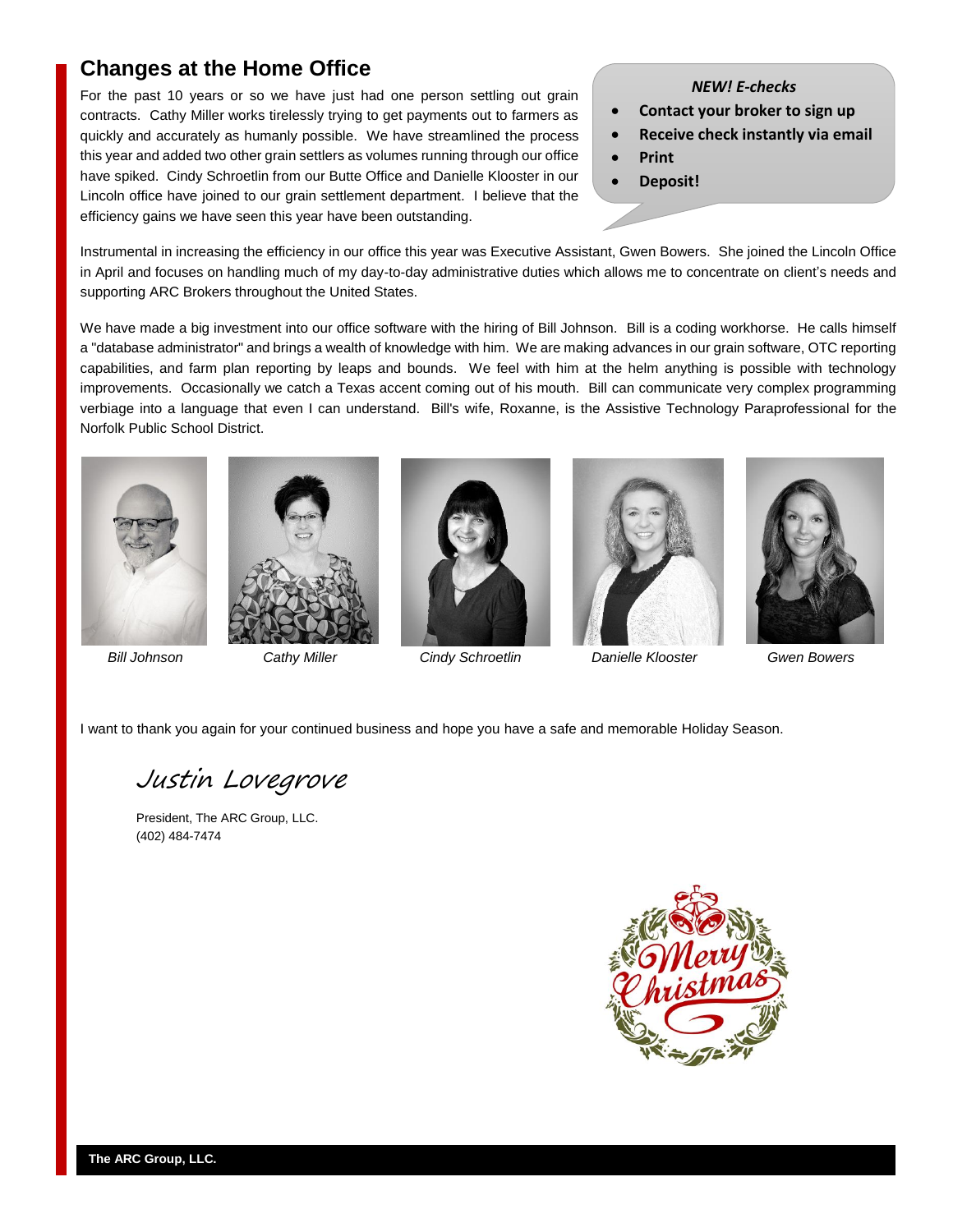## Changes at the Home Office

For the past 10 years or so we have just had one person settling out grain contracts. Cathy Miller works tirelessly trying to get payments out to farmers as quickly and accurately as humanly possible. We have streamlined the process this year and added two other grain settlers as volumes running through our office have spiked. Cindy Schroetlin from our Butte Office and Danielle Klooster in our Lincoln office have joined to our grain settlement department. I believe that the efficiency gains we have seen this year have been outstanding.

***NEW! E-checks***

- **Contact your broker to sign up**
- **Receive check instantly via email**
- **Print**
- **Deposit!**

Instrumental in increasing the efficiency in our office this year was Executive Assistant, Gwen Bowers. She joined the Lincoln Office in April and focuses on handling much of my day-to-day administrative duties which allows me to concentrate on client's needs and supporting ARC Brokers throughout the United States.

We have made a big investment into our office software with the hiring of Bill Johnson. Bill is a coding workhorse. He calls himself a "database administrator" and brings a wealth of knowledge with him. We are making advances in our grain software, OTC reporting capabilities, and farm plan reporting by leaps and bounds. We feel with him at the helm anything is possible with technology improvements. Occasionally we catch a Texas accent coming out of his mouth. Bill can communicate very complex programming verbiage into a language that even I can understand. Bill's wife, Roxanne, is the Assistive Technology Paraprofessional for the Norfolk Public School District.

*Bill Johnson* *Cathy Miller* *Cindy Schroetlin* *Danielle Klooster* *Gwen Bowers*

I want to thank you again for your continued business and hope you have a safe and memorable Holiday Season.

Justin Lovegrove

President, The ARC Group, LLC.
(402) 484-7474

Merry Christmas